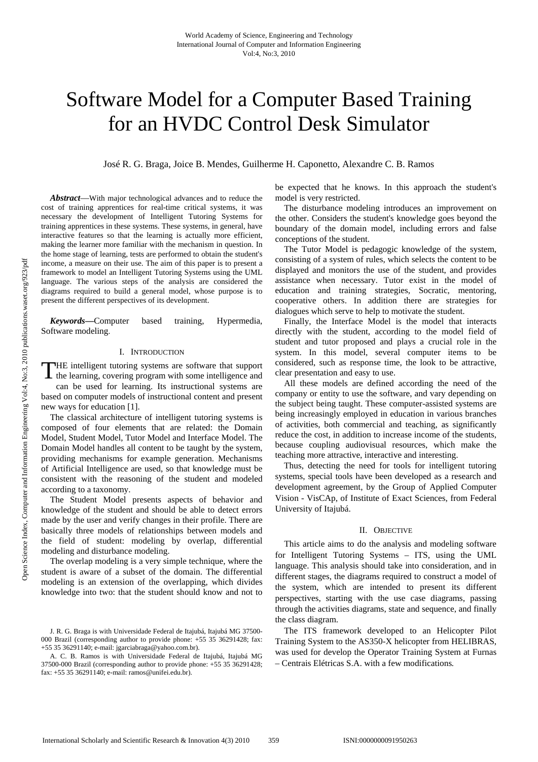# Software Model for a Computer Based Training for an HVDC Control Desk Simulator

José R. G. Braga, Joice B. Mendes, Guilherme H. Caponetto, Alexandre C. B. Ramos

***Abstract*****—**With major technological advances and to reduce the cost of training apprentices for real-time critical systems, it was necessary the development of Intelligent Tutoring Systems for training apprentices in these systems. These systems, in general, have interactive features so that the learning is actually more efficient, making the learner more familiar with the mechanism in question. In the home stage of learning, tests are performed to obtain the student's income, a measure on their use. The aim of this paper is to present a framework to model an Intelligent Tutoring Systems using the UML language. The various steps of the analysis are considered the diagrams required to build a general model, whose purpose is to present the different perspectives of its development.

***Keywords*****—**Computer based training, Hypermedia, Software modeling.

## I. Introduction

THE intelligent tutoring systems are software that support the learning, covering program with some intelligence and can be used for learning. Its instructional systems are based on computer models of instructional content and present new ways for education [1].

The classical architecture of intelligent tutoring systems is composed of four elements that are related: the Domain Model, Student Model, Tutor Model and Interface Model. The Domain Model handles all content to be taught by the system, providing mechanisms for example generation. Mechanisms of Artificial Intelligence are used, so that knowledge must be consistent with the reasoning of the student and modeled according to a taxonomy.

The Student Model presents aspects of behavior and knowledge of the student and should be able to detect errors made by the user and verify changes in their profile. There are basically three models of relationships between models and the field of student: modeling by overlap, differential modeling and disturbance modeling.

The overlap modeling is a very simple technique, where the student is aware of a subset of the domain. The differential modeling is an extension of the overlapping, which divides knowledge into two: that the student should know and not to be expected that he knows. In this approach the student's model is very restricted.

The disturbance modeling introduces an improvement on the other. Considers the student's knowledge goes beyond the boundary of the domain model, including errors and false conceptions of the student.

The Tutor Model is pedagogic knowledge of the system, consisting of a system of rules, which selects the content to be displayed and monitors the use of the student, and provides assistance when necessary. Tutor exist in the model of education and training strategies, Socratic, mentoring, cooperative others. In addition there are strategies for dialogues which serve to help to motivate the student.

Finally, the Interface Model is the model that interacts directly with the student, according to the model field of student and tutor proposed and plays a crucial role in the system. In this model, several computer items to be considered, such as response time, the look to be attractive, clear presentation and easy to use.

All these models are defined according the need of the company or entity to use the software, and vary depending on the subject being taught. These computer-assisted systems are being increasingly employed in education in various branches of activities, both commercial and teaching, as significantly reduce the cost, in addition to increase income of the students, because coupling audiovisual resources, which make the teaching more attractive, interactive and interesting.

Thus, detecting the need for tools for intelligent tutoring systems, special tools have been developed as a research and development agreement, by the Group of Applied Computer Vision - VisCAp, of Institute of Exact Sciences, from Federal University of Itajubá.

## II. Objective

This article aims to do the analysis and modeling software for Intelligent Tutoring Systems – ITS, using the UML language. This analysis should take into consideration, and in different stages, the diagrams required to construct a model of the system, which are intended to present its different perspectives, starting with the use case diagrams, passing through the activities diagrams, state and sequence, and finally the class diagram.

The ITS framework developed to an Helicopter Pilot Training System to the AS350-X helicopter from HELIBRAS, was used for develop the Operator Training System at Furnas – Centrais Elétricas S.A. with a few modifications.

J. R. G. Braga is with Universidade Federal de Itajubá, Itajubá MG 37500-000 Brazil (corresponding author to provide phone: +55 35 36291428; fax: +55 35 36291140; e-mail: jgarciabraga@yahoo.com.br).

A. C. B. Ramos is with Universidade Federal de Itajubá, Itajubá MG 37500-000 Brazil (corresponding author to provide phone: +55 35 36291428; fax: +55 35 36291140; e-mail: ramos@unifei.edu.br).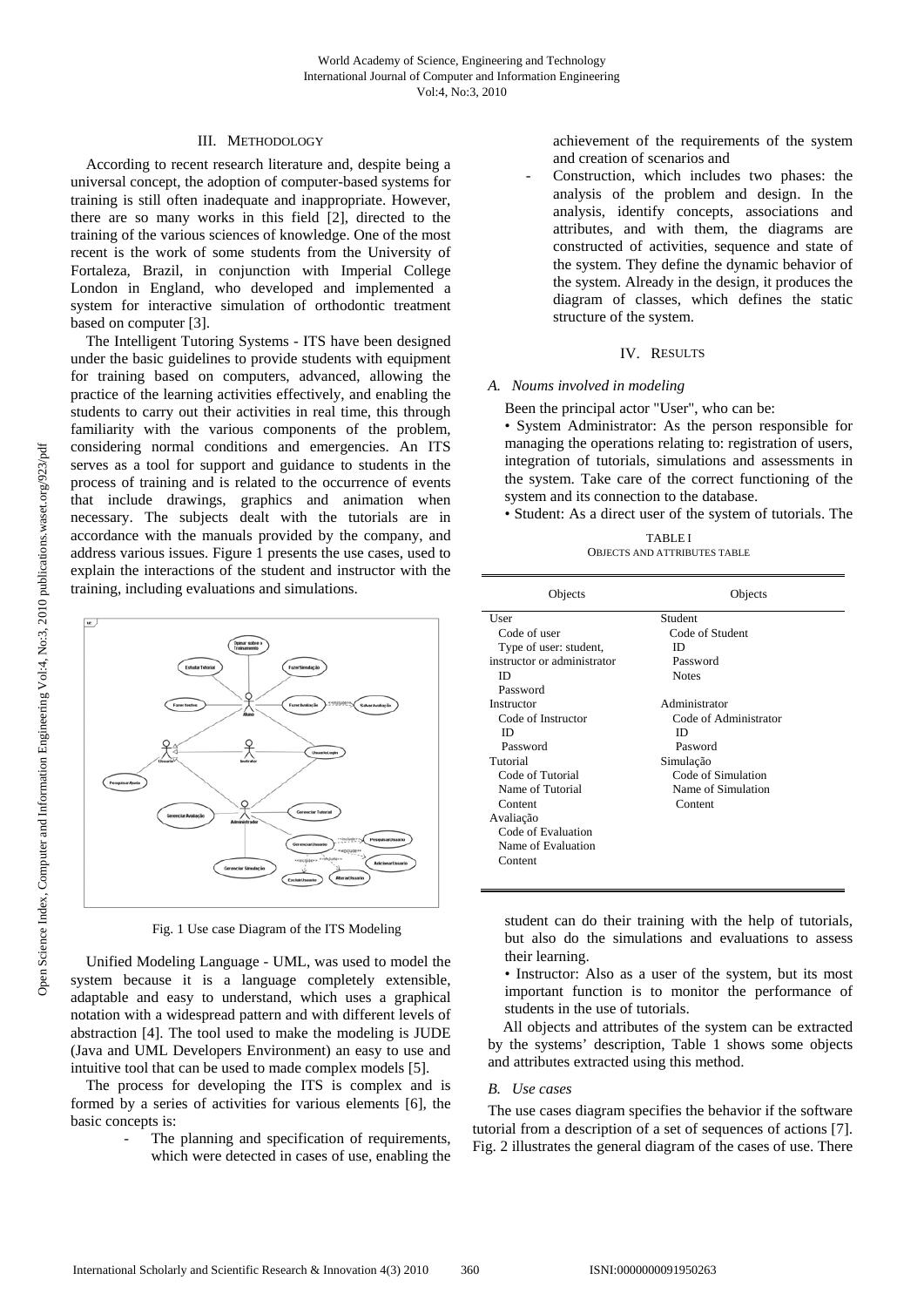## III. Methodology

According to recent research literature and, despite being a universal concept, the adoption of computer-based systems for training is still often inadequate and inappropriate. However, there are so many works in this field [2], directed to the training of the various sciences of knowledge. One of the most recent is the work of some students from the University of Fortaleza, Brazil, in conjunction with Imperial College London in England, who developed and implemented a system for interactive simulation of orthodontic treatment based on computer [3].

The Intelligent Tutoring Systems - ITS have been designed under the basic guidelines to provide students with equipment for training based on computers, advanced, allowing the practice of the learning activities effectively, and enabling the students to carry out their activities in real time, this through familiarity with the various components of the problem, considering normal conditions and emergencies. An ITS serves as a tool for support and guidance to students in the process of training and is related to the occurrence of events that include drawings, graphics and animation when necessary. The subjects dealt with the tutorials are in accordance with the manuals provided by the company, and address various issues. Figure 1 presents the use cases, used to explain the interactions of the student and instructor with the training, including evaluations and simulations.

Fig. 1 Use case Diagram of the ITS Modeling

Unified Modeling Language - UML, was used to model the system because it is a language completely extensible, adaptable and easy to understand, which uses a graphical notation with a widespread pattern and with different levels of abstraction [4]. The tool used to make the modeling is JUDE (Java and UML Developers Environment) an easy to use and intuitive tool that can be used to made complex models [5].

The process for developing the ITS is complex and is formed by a series of activities for various elements [6], the basic concepts is:

- The planning and specification of requirements, which were detected in cases of use, enabling the achievement of the requirements of the system and creation of scenarios and
- Construction, which includes two phases: the analysis of the problem and design. In the analysis, identify concepts, associations and attributes, and with them, the diagrams are constructed of activities, sequence and state of the system. They define the dynamic behavior of the system. Already in the design, it produces the diagram of classes, which defines the static structure of the system.

## IV. Results

### A. Noums involved in modeling

Been the principal actor "User", who can be:

• System Administrator: As the person responsible for managing the operations relating to: registration of users, integration of tutorials, simulations and assessments in the system. Take care of the correct functioning of the system and its connection to the database.

• Student: As a direct user of the system of tutorials. The student can do their training with the help of tutorials, but also do the simulations and evaluations to assess their learning.

• Instructor: Also as a user of the system, but its most important function is to monitor the performance of students in the use of tutorials.

TABLE I
OBJECTS AND ATTRIBUTES TABLE

| Objects | Objects |
|---|---|
| User | Student |
| Code of user | Code of Student |
| Type of user: student, instructor or administrator | ID |
| ID | Password |
| Password | Notes |
| Instructor | Administrator |
| Code of Instructor | Code of Administrator |
| ID | ID |
| Password | Pasword |
| Tutorial | Simulação |
| Code of Tutorial | Code of Simulation |
| Name of Tutorial | Name of Simulation |
| Content | Content |
| Avaliação | |
| Code of Evaluation | |
| Name of Evaluation | |
| Content | |

All objects and attributes of the system can be extracted by the systems' description, Table 1 shows some objects and attributes extracted using this method.

### B. Use cases

The use cases diagram specifies the behavior if the software tutorial from a description of a set of sequences of actions [7]. Fig. 2 illustrates the general diagram of the cases of use. There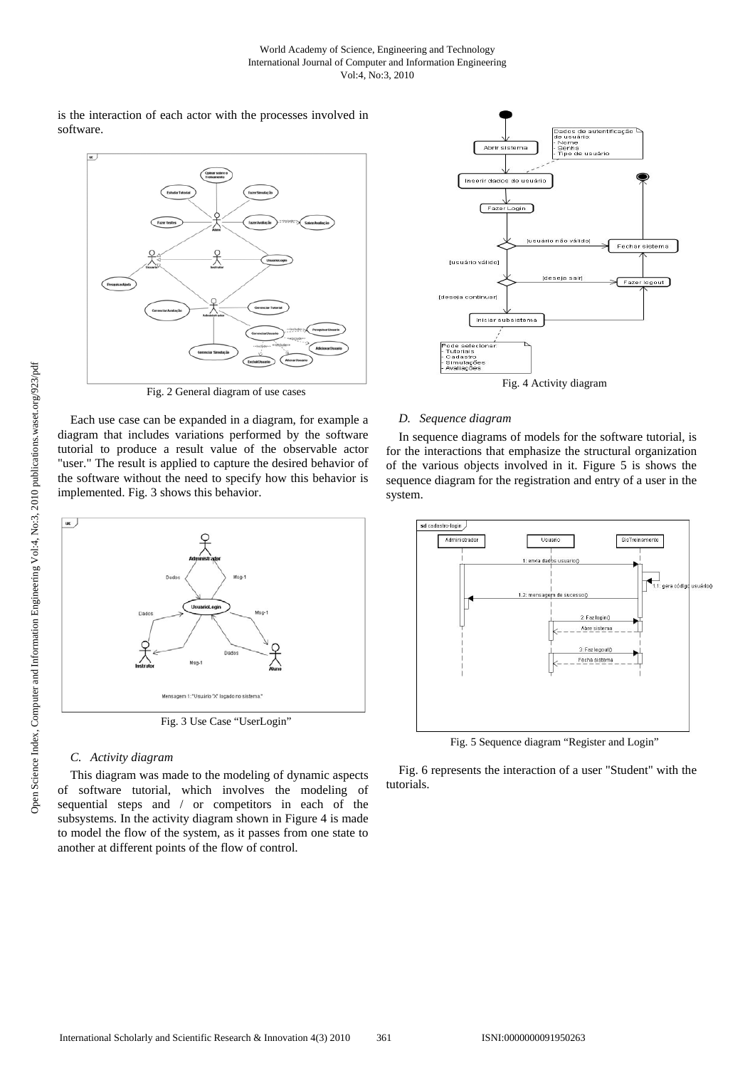is the interaction of each actor with the processes involved in software.

Fig. 2 General diagram of use cases

Each use case can be expanded in a diagram, for example a diagram that includes variations performed by the software tutorial to produce a result value of the observable actor "user." The result is applied to capture the desired behavior of the software without the need to specify how this behavior is implemented. Fig. 3 shows this behavior.

Fig. 3 Use Case "UserLogin"

### C. Activity diagram

This diagram was made to the modeling of dynamic aspects of software tutorial, which involves the modeling of sequential steps and / or competitors in each of the subsystems. In the activity diagram shown in Figure 4 is made to model the flow of the system, as it passes from one state to another at different points of the flow of control.

Fig. 4 Activity diagram

### D. Sequence diagram

In sequence diagrams of models for the software tutorial, is for the interactions that emphasize the structural organization of the various objects involved in it. Figure 5 is shows the sequence diagram for the registration and entry of a user in the system.

Fig. 5 Sequence diagram "Register and Login"

Fig. 6 represents the interaction of a user "Student" with the tutorials.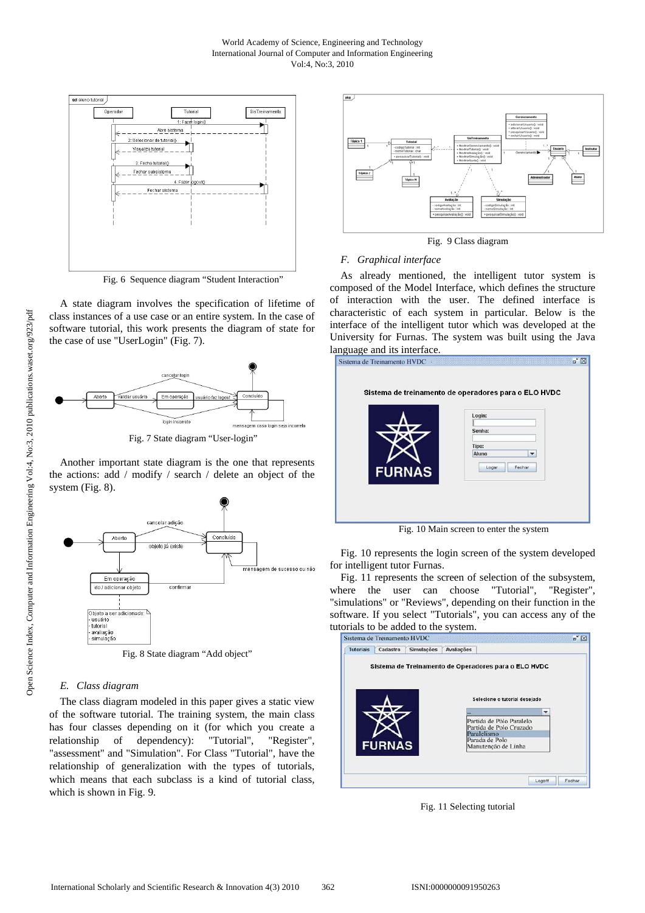Fig. 6 Sequence diagram "Student Interaction"

A state diagram involves the specification of lifetime of class instances of a use case or an entire system. In the case of software tutorial, this work presents the diagram of state for the case of use "UserLogin" (Fig. 7).

Fig. 7 State diagram "User-login"

Another important state diagram is the one that represents the actions: add / modify / search / delete an object of the system (Fig. 8).

Fig. 8 State diagram "Add object"

### *E. Class diagram*

The class diagram modeled in this paper gives a static view of the software tutorial. The training system, the main class has four classes depending on it (for which you create a relationship of dependency): "Tutorial", "Register", "assessment" and "Simulation". For Class "Tutorial", have the relationship of generalization with the types of tutorials, which means that each subclass is a kind of tutorial class, which is shown in Fig. 9.

Fig. 9 Class diagram

### *F. Graphical interface*

As already mentioned, the intelligent tutor system is composed of the Model Interface, which defines the structure of interaction with the user. The defined interface is characteristic of each system in particular. Below is the interface of the intelligent tutor which was developed at the University for Furnas. The system was built using the Java language and its interface.

Fig. 10 Main screen to enter the system

Fig. 10 represents the login screen of the system developed for intelligent tutor Furnas.

Fig. 11 represents the screen of selection of the subsystem, where the user can choose "Tutorial", "Register", "simulations" or "Reviews", depending on their function in the software. If you select "Tutorials", you can access any of the tutorials to be added to the system.

Fig. 11 Selecting tutorial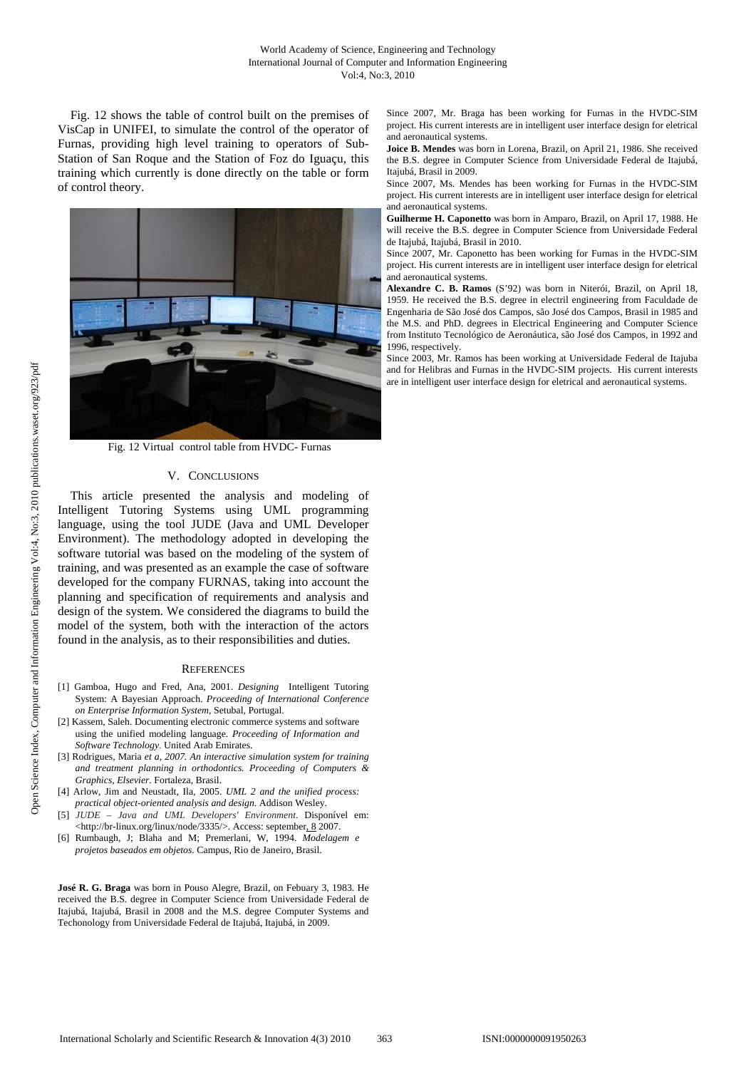Fig. 12 shows the table of control built on the premises of VisCap in UNIFEI, to simulate the control of the operator of Furnas, providing high level training to operators of Sub-Station of San Roque and the Station of Foz do Iguaçu, this training which currently is done directly on the table or form of control theory.

Fig. 12 Virtual control table from HVDC- Furnas

## V. Conclusions

This article presented the analysis and modeling of Intelligent Tutoring Systems using UML programming language, using the tool JUDE (Java and UML Developer Environment). The methodology adopted in developing the software tutorial was based on the modeling of the system of training, and was presented as an example the case of software developed for the company FURNAS, taking into account the planning and specification of requirements and analysis and design of the system. We considered the diagrams to build the model of the system, both with the interaction of the actors found in the analysis, as to their responsibilities and duties.

## References

[1] Gamboa, Hugo and Fred, Ana, 2001. *Designing* Intelligent Tutoring System: A Bayesian Approach. *Proceeding of International Conference on Enterprise Information System*, Setubal, Portugal.

[2] Kassem, Saleh. Documenting electronic commerce systems and software using the unified modeling language. *Proceeding of Information and Software Technology*. United Arab Emirates.

[3] Rodrigues, Maria *et a, 2007. An interactive simulation system for training and treatment planning in orthodontics. Proceeding of Computers & Graphics, Elsevier.* Fortaleza, Brasil.

[4] Arlow, Jim and Neustadt, Ila, 2005. *UML 2 and the unified process: practical object-oriented analysis and design.* Addison Wesley.

[5] *JUDE – Java and UML Developers' Environment*. Disponível em: <http://br-linux.org/linux/node/3335/>. Access: september, 8 2007.

[6] Rumbaugh, J; Blaha and M; Premerlani, W, 1994. *Modelagem e projetos baseados em objetos.* Campus, Rio de Janeiro, Brasil.

**José R. G. Braga** was born in Pouso Alegre, Brazil, on Febuary 3, 1983. He received the B.S. degree in Computer Science from Universidade Federal de Itajubá, Itajubá, Brasil in 2008 and the M.S. degree Computer Systems and Techonology from Universidade Federal de Itajubá, Itajubá, in 2009.

Since 2007, Mr. Braga has been working for Furnas in the HVDC-SIM project. His current interests are in intelligent user interface design for eletrical and aeronautical systems.

**Joice B. Mendes** was born in Lorena, Brazil, on April 21, 1986. She received the B.S. degree in Computer Science from Universidade Federal de Itajubá, Itajubá, Brasil in 2009.

Since 2007, Ms. Mendes has been working for Furnas in the HVDC-SIM project. His current interests are in intelligent user interface design for eletrical and aeronautical systems.

**Guilherme H. Caponetto** was born in Amparo, Brazil, on April 17, 1988. He will receive the B.S. degree in Computer Science from Universidade Federal de Itajubá, Itajubá, Brasil in 2010.

Since 2007, Mr. Caponetto has been working for Furnas in the HVDC-SIM project. His current interests are in intelligent user interface design for eletrical and aeronautical systems.

**Alexandre C. B. Ramos** (S'92) was born in Niterói, Brazil, on April 18, 1959. He received the B.S. degree in electril engineering from Faculdade de Engenharia de São José dos Campos, são José dos Campos, Brasil in 1985 and the M.S. and PhD. degrees in Electrical Engineering and Computer Science from Instituto Tecnológico de Aeronáutica, são José dos Campos, in 1992 and 1996, respectively.

Since 2003, Mr. Ramos has been working at Universidade Federal de Itajuba and for Helibras and Furnas in the HVDC-SIM projects. His current interests are in intelligent user interface design for eletrical and aeronautical systems.